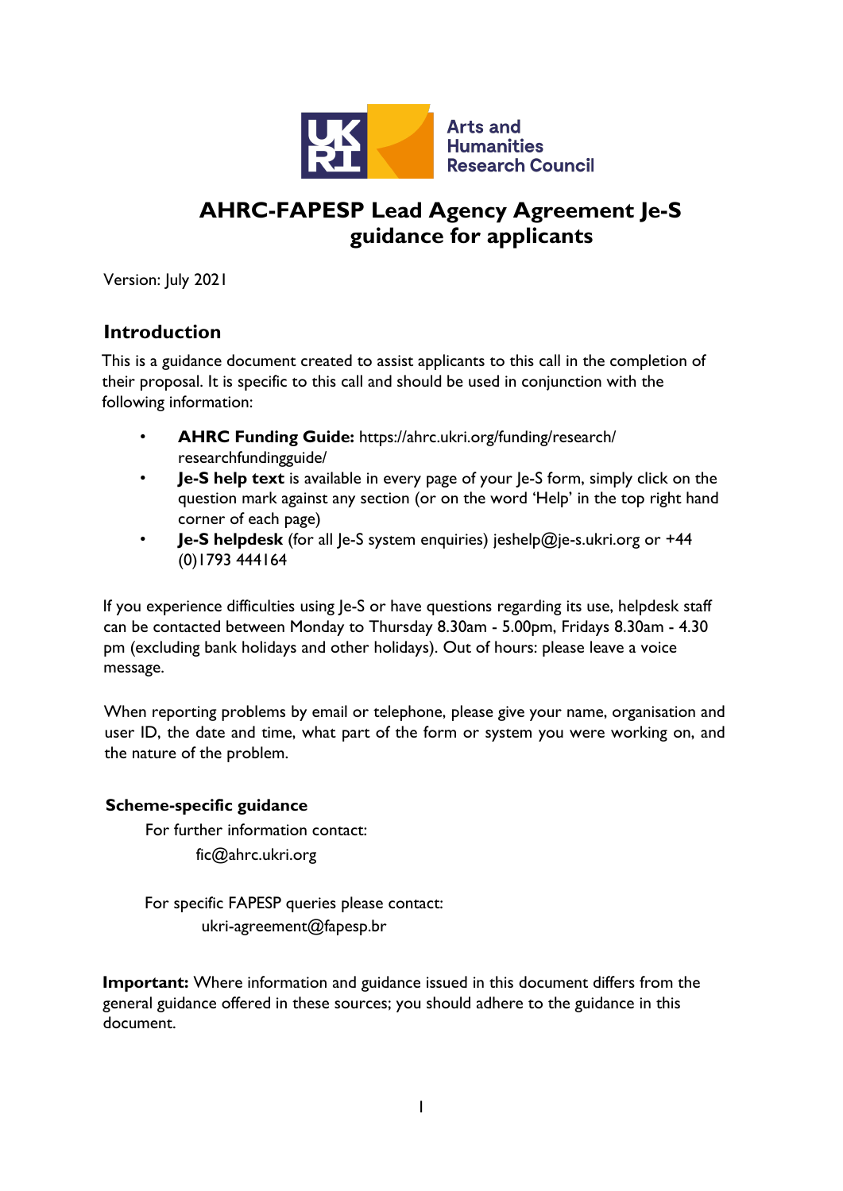Arts and Humanities Research Council

# AHRC-FAPESP Lead Agency Agreement Je-S guidance for applicants

Version: July 2021

## Introduction

This is a guidance document created to assist applicants to this call in the completion of their proposal. It is specific to this call and should be used in conjunction with the following information:

- **AHRC Funding Guide:** https://ahrc.ukri.org/funding/research/researchfundingguide/
- **Je-S help text** is available in every page of your Je-S form, simply click on the question mark against any section (or on the word 'Help' in the top right hand corner of each page)
- **Je-S helpdesk** (for all Je-S system enquiries) jeshelp@je-s.ukri.org or +44 (0)1793 444164

If you experience difficulties using Je-S or have questions regarding its use, helpdesk staff can be contacted between Monday to Thursday 8.30am - 5.00pm, Fridays 8.30am - 4.30 pm (excluding bank holidays and other holidays). Out of hours: please leave a voice message.

When reporting problems by email or telephone, please give your name, organisation and user ID, the date and time, what part of the form or system you were working on, and the nature of the problem.

### Scheme-specific guidance

For further information contact:

fic@ahrc.ukri.org

For specific FAPESP queries please contact:

ukri-agreement@fapesp.br

**Important:** Where information and guidance issued in this document differs from the general guidance offered in these sources; you should adhere to the guidance in this document.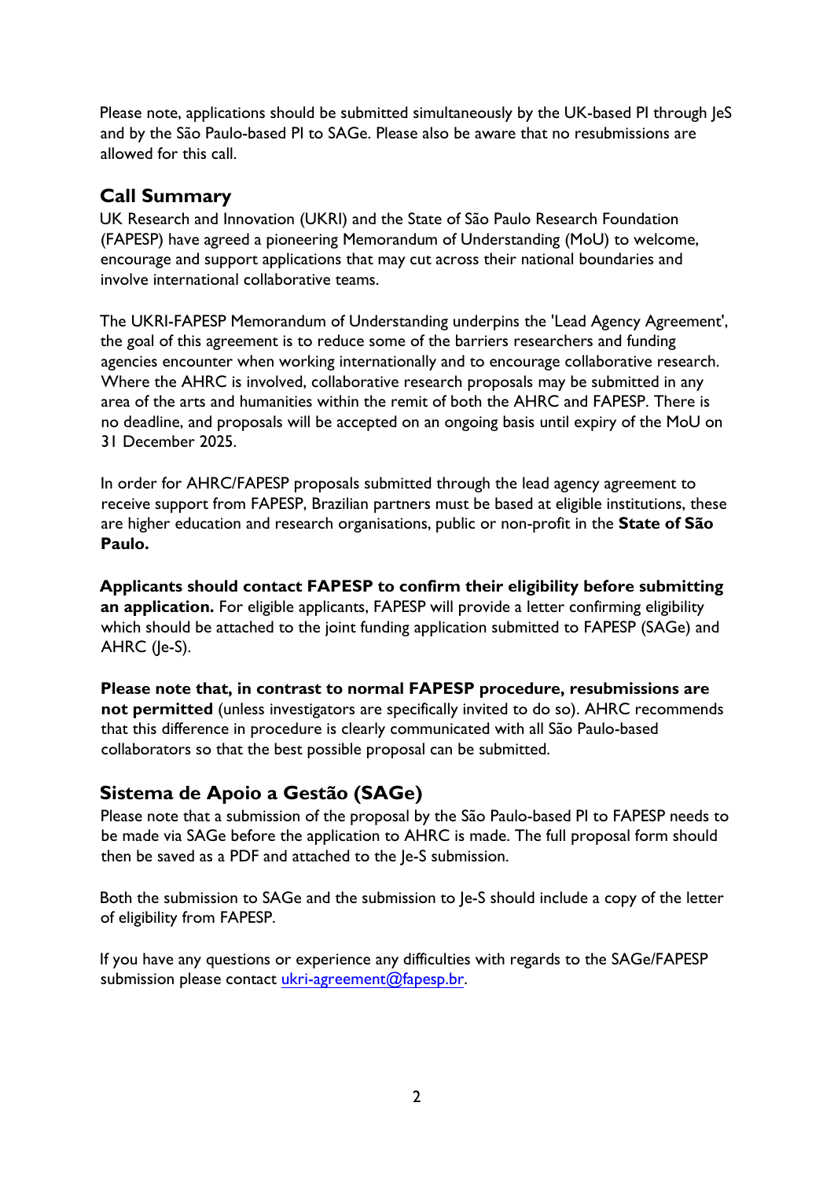Please note, applications should be submitted simultaneously by the UK-based PI through JeS and by the São Paulo-based PI to SAGe. Please also be aware that no resubmissions are allowed for this call.

## Call Summary

UK Research and Innovation (UKRI) and the State of São Paulo Research Foundation (FAPESP) have agreed a pioneering Memorandum of Understanding (MoU) to welcome, encourage and support applications that may cut across their national boundaries and involve international collaborative teams.

The UKRI-FAPESP Memorandum of Understanding underpins the 'Lead Agency Agreement', the goal of this agreement is to reduce some of the barriers researchers and funding agencies encounter when working internationally and to encourage collaborative research. Where the AHRC is involved, collaborative research proposals may be submitted in any area of the arts and humanities within the remit of both the AHRC and FAPESP. There is no deadline, and proposals will be accepted on an ongoing basis until expiry of the MoU on 31 December 2025.

In order for AHRC/FAPESP proposals submitted through the lead agency agreement to receive support from FAPESP, Brazilian partners must be based at eligible institutions, these are higher education and research organisations, public or non-profit in the **State of São Paulo.**

**Applicants should contact FAPESP to confirm their eligibility before submitting an application.** For eligible applicants, FAPESP will provide a letter confirming eligibility which should be attached to the joint funding application submitted to FAPESP (SAGe) and AHRC (Je-S).

**Please note that, in contrast to normal FAPESP procedure, resubmissions are not permitted** (unless investigators are specifically invited to do so). AHRC recommends that this difference in procedure is clearly communicated with all São Paulo-based collaborators so that the best possible proposal can be submitted.

## Sistema de Apoio a Gestão (SAGe)

Please note that a submission of the proposal by the São Paulo-based PI to FAPESP needs to be made via SAGe before the application to AHRC is made. The full proposal form should then be saved as a PDF and attached to the Je-S submission.

Both the submission to SAGe and the submission to Je-S should include a copy of the letter of eligibility from FAPESP.

If you have any questions or experience any difficulties with regards to the SAGe/FAPESP submission please contact [ukri-agreement@fapesp.br](mailto:ukri-agreement@fapesp.br).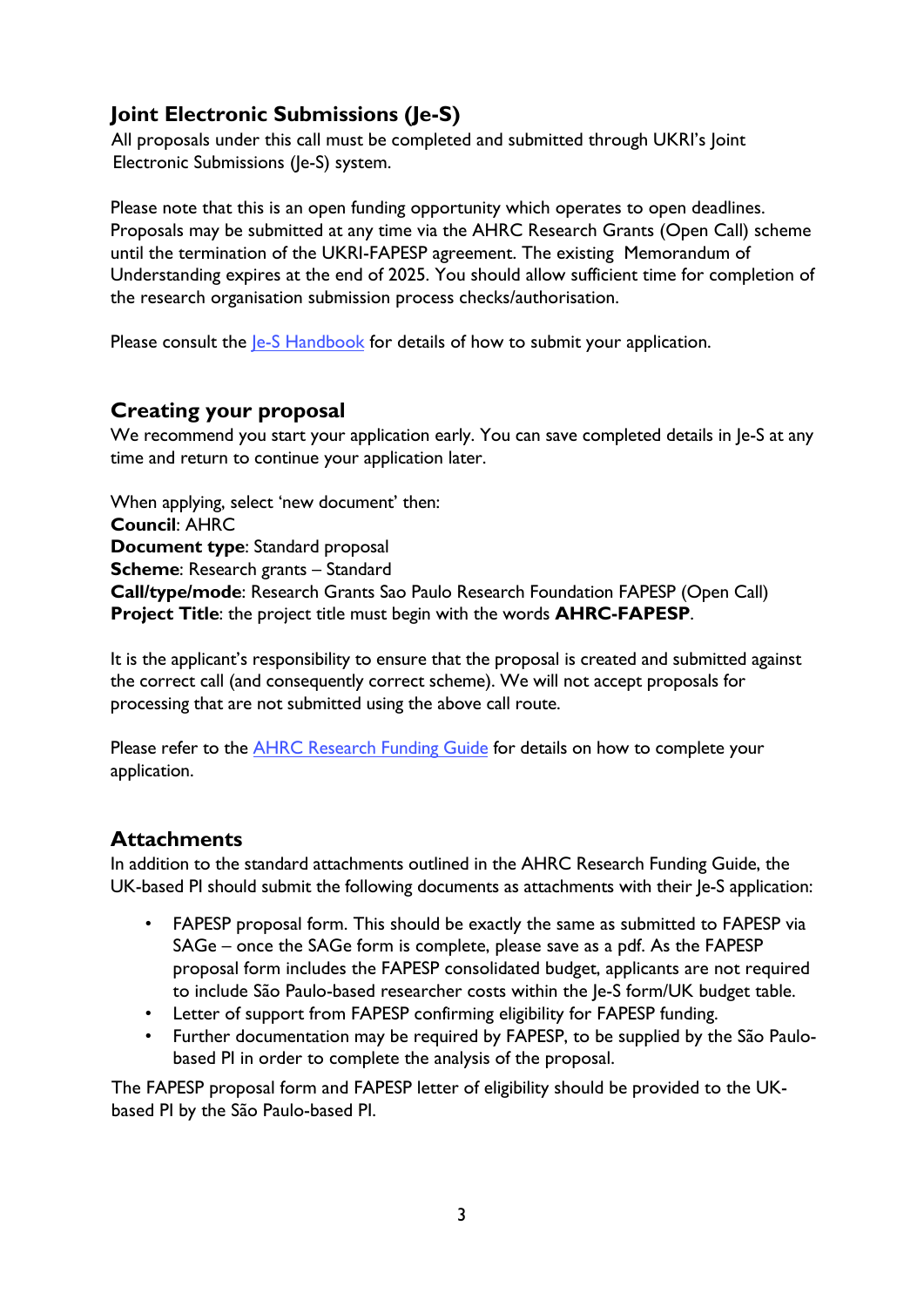## Joint Electronic Submissions (Je-S)

All proposals under this call must be completed and submitted through UKRI's Joint Electronic Submissions (Je-S) system.

Please note that this is an open funding opportunity which operates to open deadlines. Proposals may be submitted at any time via the AHRC Research Grants (Open Call) scheme until the termination of the UKRI-FAPESP agreement. The existing Memorandum of Understanding expires at the end of 2025. You should allow sufficient time for completion of the research organisation submission process checks/authorisation.

Please consult the Je-S Handbook for details of how to submit your application.

## Creating your proposal

We recommend you start your application early. You can save completed details in Je-S at any time and return to continue your application later.

When applying, select 'new document' then:
**Council**: AHRC
**Document type**: Standard proposal
**Scheme**: Research grants – Standard
**Call/type/mode**: Research Grants Sao Paulo Research Foundation FAPESP (Open Call)
**Project Title**: the project title must begin with the words **AHRC-FAPESP**.

It is the applicant's responsibility to ensure that the proposal is created and submitted against the correct call (and consequently correct scheme). We will not accept proposals for processing that are not submitted using the above call route.

Please refer to the AHRC Research Funding Guide for details on how to complete your application.

## Attachments

In addition to the standard attachments outlined in the AHRC Research Funding Guide, the UK-based PI should submit the following documents as attachments with their Je-S application:

- FAPESP proposal form. This should be exactly the same as submitted to FAPESP via SAGe – once the SAGe form is complete, please save as a pdf. As the FAPESP proposal form includes the FAPESP consolidated budget, applicants are not required to include São Paulo-based researcher costs within the Je-S form/UK budget table.
- Letter of support from FAPESP confirming eligibility for FAPESP funding.
- Further documentation may be required by FAPESP, to be supplied by the São Paulo-based PI in order to complete the analysis of the proposal.

The FAPESP proposal form and FAPESP letter of eligibility should be provided to the UK-based PI by the São Paulo-based PI.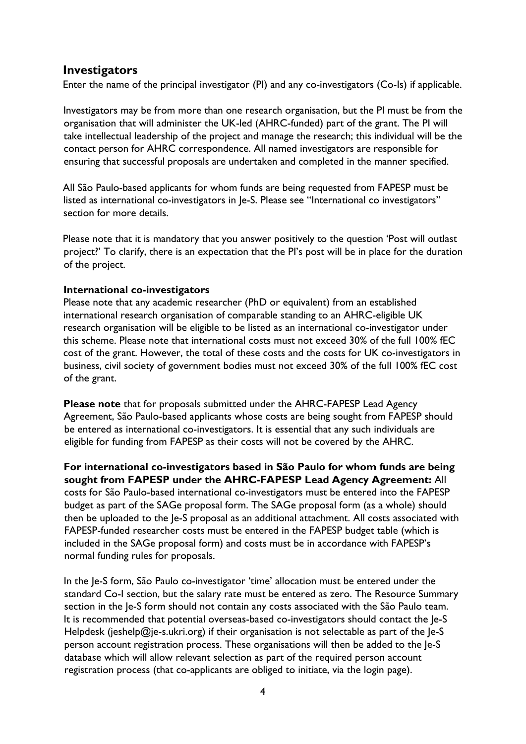## Investigators

Enter the name of the principal investigator (PI) and any co-investigators (Co-Is) if applicable.

Investigators may be from more than one research organisation, but the PI must be from the organisation that will administer the UK-led (AHRC-funded) part of the grant. The PI will take intellectual leadership of the project and manage the research; this individual will be the contact person for AHRC correspondence. All named investigators are responsible for ensuring that successful proposals are undertaken and completed in the manner specified.

All São Paulo-based applicants for whom funds are being requested from FAPESP must be listed as international co-investigators in Je-S. Please see "International co investigators" section for more details.

Please note that it is mandatory that you answer positively to the question 'Post will outlast project?' To clarify, there is an expectation that the PI's post will be in place for the duration of the project.

### International co-investigators

Please note that any academic researcher (PhD or equivalent) from an established international research organisation of comparable standing to an AHRC-eligible UK research organisation will be eligible to be listed as an international co-investigator under this scheme. Please note that international costs must not exceed 30% of the full 100% fEC cost of the grant. However, the total of these costs and the costs for UK co-investigators in business, civil society of government bodies must not exceed 30% of the full 100% fEC cost of the grant.

**Please note** that for proposals submitted under the AHRC-FAPESP Lead Agency Agreement, São Paulo-based applicants whose costs are being sought from FAPESP should be entered as international co-investigators. It is essential that any such individuals are eligible for funding from FAPESP as their costs will not be covered by the AHRC.

**For international co-investigators based in São Paulo for whom funds are being sought from FAPESP under the AHRC-FAPESP Lead Agency Agreement:** All costs for São Paulo-based international co-investigators must be entered into the FAPESP budget as part of the SAGe proposal form. The SAGe proposal form (as a whole) should then be uploaded to the Je-S proposal as an additional attachment. All costs associated with FAPESP-funded researcher costs must be entered in the FAPESP budget table (which is included in the SAGe proposal form) and costs must be in accordance with FAPESP's normal funding rules for proposals.

In the Je-S form, São Paulo co-investigator 'time' allocation must be entered under the standard Co-I section, but the salary rate must be entered as zero. The Resource Summary section in the Je-S form should not contain any costs associated with the São Paulo team. It is recommended that potential overseas-based co-investigators should contact the Je-S Helpdesk (jeshelp@je-s.ukri.org) if their organisation is not selectable as part of the Je-S person account registration process. These organisations will then be added to the Je-S database which will allow relevant selection as part of the required person account registration process (that co-applicants are obliged to initiate, via the login page).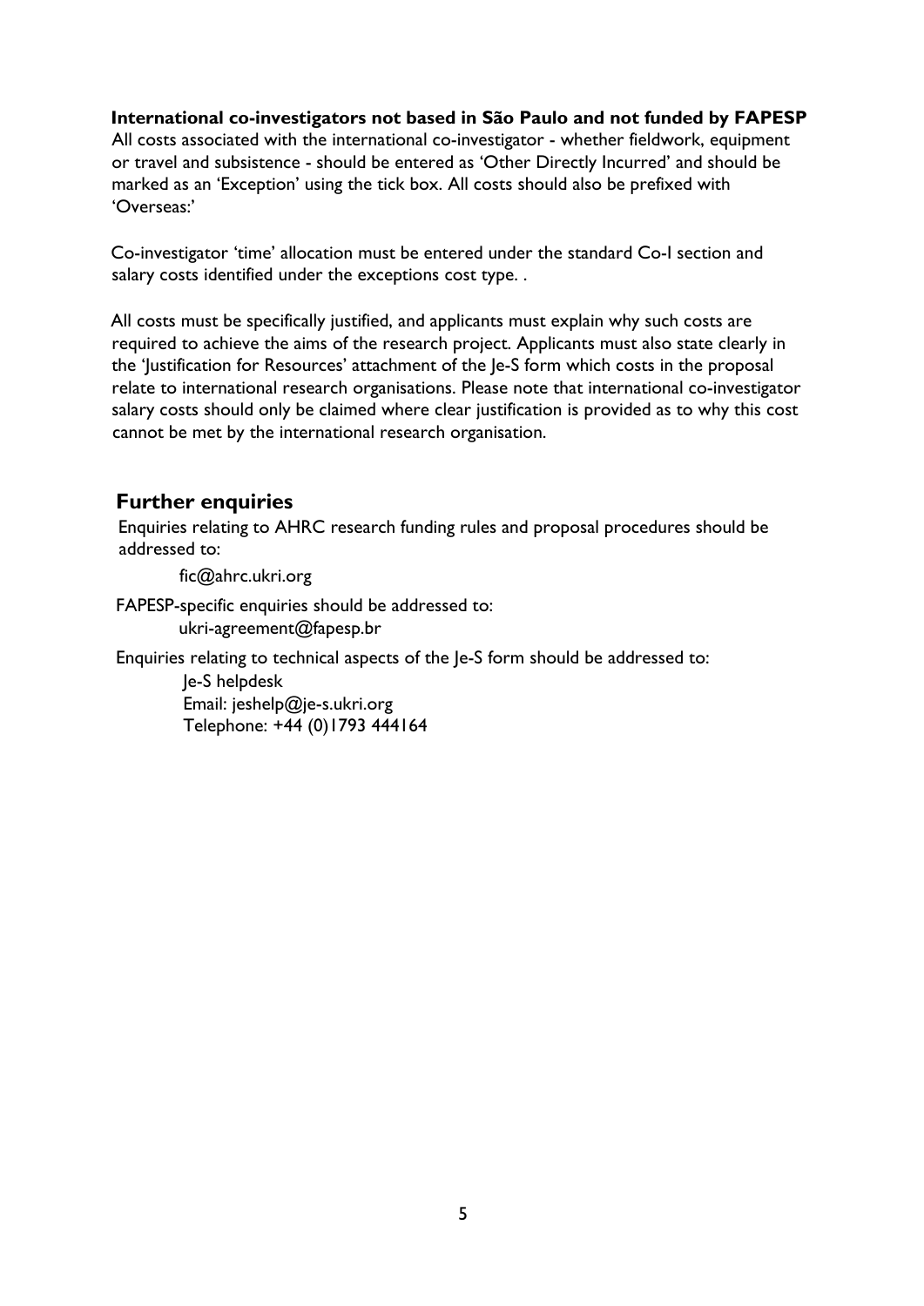**International co-investigators not based in São Paulo and not funded by FAPESP**

All costs associated with the international co-investigator - whether fieldwork, equipment or travel and subsistence - should be entered as 'Other Directly Incurred' and should be marked as an 'Exception' using the tick box. All costs should also be prefixed with 'Overseas:'

Co-investigator 'time' allocation must be entered under the standard Co-I section and salary costs identified under the exceptions cost type. .

All costs must be specifically justified, and applicants must explain why such costs are required to achieve the aims of the research project. Applicants must also state clearly in the 'Justification for Resources' attachment of the Je-S form which costs in the proposal relate to international research organisations. Please note that international co-investigator salary costs should only be claimed where clear justification is provided as to why this cost cannot be met by the international research organisation.

## Further enquiries

Enquiries relating to AHRC research funding rules and proposal procedures should be addressed to:

fic@ahrc.ukri.org

FAPESP-specific enquiries should be addressed to:

ukri-agreement@fapesp.br

Enquiries relating to technical aspects of the Je-S form should be addressed to:

Je-S helpdesk
Email: jeshelp@je-s.ukri.org
Telephone: +44 (0)1793 444164